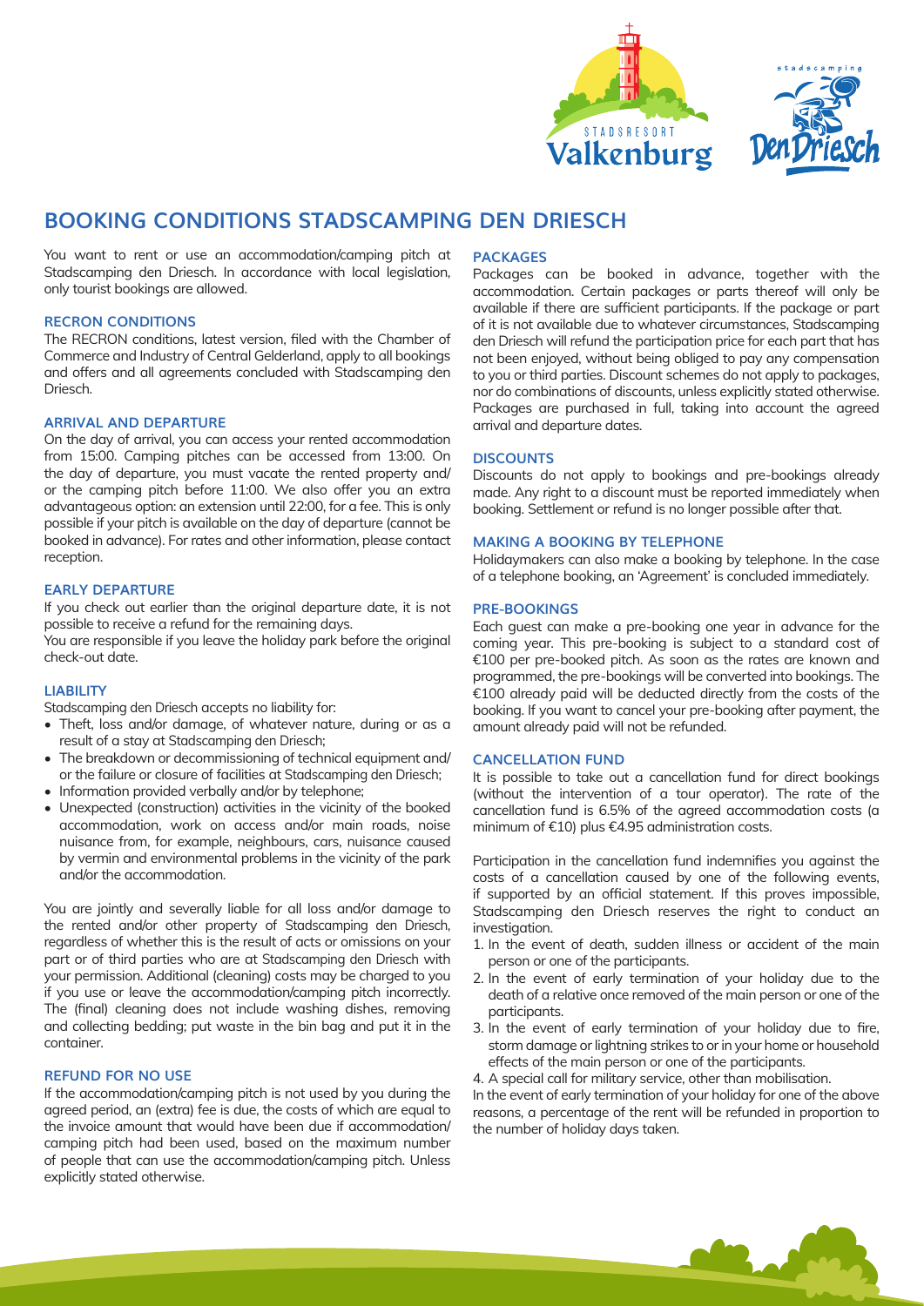# BOOKING CONDITIONS STADSCAMPING DEN DRIESCH

You want to rent or use an accommodation/camping pitch at Stadscamping den Driesch. In accordance with local legislation, only tourist bookings are allowed.

### RECRON CONDITIONS

The RECRON conditions, latest version, filed with the Chamber of Commerce and Industry of Central Gelderland, apply to all bookings and offers and all agreements concluded with Stadscamping den Driesch.

### ARRIVAL AND DEPARTURE

On the day of arrival, you can access your rented accommodation from 15:00. Camping pitches can be accessed from 13:00. On the day of departure, you must vacate the rented property and/or the camping pitch before 11:00. We also offer you an extra advantageous option: an extension until 22:00, for a fee. This is only possible if your pitch is available on the day of departure (cannot be booked in advance). For rates and other information, please contact reception.

### EARLY DEPARTURE

If you check out earlier than the original departure date, it is not possible to receive a refund for the remaining days.
You are responsible if you leave the holiday park before the original check-out date.

### LIABILITY

Stadscamping den Driesch accepts no liability for:

- Theft, loss and/or damage, of whatever nature, during or as a result of a stay at Stadscamping den Driesch;
- The breakdown or decommissioning of technical equipment and/or the failure or closure of facilities at Stadscamping den Driesch;
- Information provided verbally and/or by telephone;
- Unexpected (construction) activities in the vicinity of the booked accommodation, work on access and/or main roads, noise nuisance from, for example, neighbours, cars, nuisance caused by vermin and environmental problems in the vicinity of the park and/or the accommodation.

You are jointly and severally liable for all loss and/or damage to the rented and/or other property of Stadscamping den Driesch, regardless of whether this is the result of acts or omissions on your part or of third parties who are at Stadscamping den Driesch with your permission. Additional (cleaning) costs may be charged to you if you use or leave the accommodation/camping pitch incorrectly. The (final) cleaning does not include washing dishes, removing and collecting bedding; put waste in the bin bag and put it in the container.

### REFUND FOR NO USE

If the accommodation/camping pitch is not used by you during the agreed period, an (extra) fee is due, the costs of which are equal to the invoice amount that would have been due if accommodation/camping pitch had been used, based on the maximum number of people that can use the accommodation/camping pitch. Unless explicitly stated otherwise.

### PACKAGES

Packages can be booked in advance, together with the accommodation. Certain packages or parts thereof will only be available if there are sufficient participants. If the package or part of it is not available due to whatever circumstances, Stadscamping den Driesch will refund the participation price for each part that has not been enjoyed, without being obliged to pay any compensation to you or third parties. Discount schemes do not apply to packages, nor do combinations of discounts, unless explicitly stated otherwise. Packages are purchased in full, taking into account the agreed arrival and departure dates.

### DISCOUNTS

Discounts do not apply to bookings and pre-bookings already made. Any right to a discount must be reported immediately when booking. Settlement or refund is no longer possible after that.

### MAKING A BOOKING BY TELEPHONE

Holidaymakers can also make a booking by telephone. In the case of a telephone booking, an 'Agreement' is concluded immediately.

### PRE-BOOKINGS

Each guest can make a pre-booking one year in advance for the coming year. This pre-booking is subject to a standard cost of €100 per pre-booked pitch. As soon as the rates are known and programmed, the pre-bookings will be converted into bookings. The €100 already paid will be deducted directly from the costs of the booking. If you want to cancel your pre-booking after payment, the amount already paid will not be refunded.

### CANCELLATION FUND

It is possible to take out a cancellation fund for direct bookings (without the intervention of a tour operator). The rate of the cancellation fund is 6.5% of the agreed accommodation costs (a minimum of €10) plus €4.95 administration costs.

Participation in the cancellation fund indemnifies you against the costs of a cancellation caused by one of the following events, if supported by an official statement. If this proves impossible, Stadscamping den Driesch reserves the right to conduct an investigation.

1. In the event of death, sudden illness or accident of the main person or one of the participants.
2. In the event of early termination of your holiday due to the death of a relative once removed of the main person or one of the participants.
3. In the event of early termination of your holiday due to fire, storm damage or lightning strikes to or in your home or household effects of the main person or one of the participants.
4. A special call for military service, other than mobilisation.

In the event of early termination of your holiday for one of the above reasons, a percentage of the rent will be refunded in proportion to the number of holiday days taken.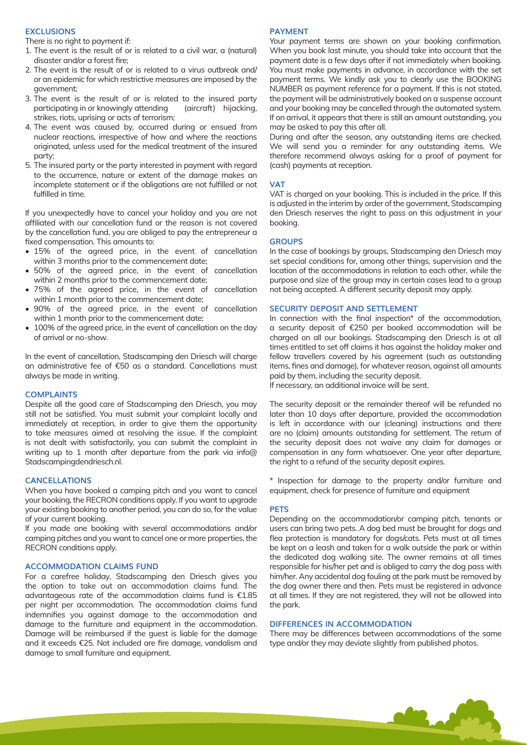## EXCLUSIONS

There is no right to payment if:

1. The event is the result of or is related to a civil war, a (natural) disaster and/or a forest fire;
2. The event is the result of or is related to a virus outbreak and/ or an epidemic for which restrictive measures are imposed by the government;
3. The event is the result of or is related to the insured party participating in or knowingly attending (aircraft) hijacking, strikes, riots, uprising or acts of terrorism;
4. The event was caused by, occurred during or ensued from nuclear reactions, irrespective of how and where the reactions originated, unless used for the medical treatment of the insured party;
5. The insured party or the party interested in payment with regard to the occurrence, nature or extent of the damage makes an incomplete statement or if the obligations are not fulfilled or not fulfilled in time.

If you unexpectedly have to cancel your holiday and you are not affiliated with our cancellation fund or the reason is not covered by the cancellation fund, you are obliged to pay the entrepreneur a fixed compensation. This amounts to:

- 15% of the agreed price, in the event of cancellation within 3 months prior to the commencement date;
- 50% of the agreed price, in the event of cancellation within 2 months prior to the commencement date;
- 75% of the agreed price, in the event of cancellation within 1 month prior to the commencement date;
- 90% of the agreed price, in the event of cancellation within 1 month prior to the commencement date;
- 100% of the agreed price, in the event of cancellation on the day of arrival or no-show.

In the event of cancellation, Stadscamping den Driesch will charge an administrative fee of €50 as a standard. Cancellations must always be made in writing.

## COMPLAINTS

Despite all the good care of Stadscamping den Driesch, you may still not be satisfied. You must submit your complaint locally and immediately at reception, in order to give them the opportunity to take measures aimed at resolving the issue. If the complaint is not dealt with satisfactorily, you can submit the complaint in writing up to 1 month after departure from the park via info@ Stadscampingdendriesch.nl.

## CANCELLATIONS

When you have booked a camping pitch and you want to cancel your booking, the RECRON conditions apply. If you want to upgrade your existing booking to another period, you can do so, for the value of your current booking.

If you made one booking with several accommodations and/or camping pitches and you want to cancel one or more properties, the RECRON conditions apply.

## ACCOMMODATION CLAIMS FUND

For a carefree holiday, Stadscamping den Driesch gives you the option to take out an accommodation claims fund. The advantageous rate of the accommodation claims fund is €1.85 per night per accommodation. The accommodation claims fund indemnifies you against damage to the accommodation and damage to the furniture and equipment in the accommodation. Damage will be reimbursed if the guest is liable for the damage and it exceeds €25. Not included are fire damage, vandalism and damage to small furniture and equipment.

## PAYMENT

Your payment terms are shown on your booking confirmation. When you book last minute, you should take into account that the payment date is a few days after if not immediately when booking. You must make payments in advance, in accordance with the set payment terms. We kindly ask you to clearly use the BOOKING NUMBER as payment reference for a payment. If this is not stated, the payment will be administratively booked on a suspense account and your booking may be cancelled through the automated system. If on arrival, it appears that there is still an amount outstanding, you may be asked to pay this after all.

During and after the season, any outstanding items are checked. We will send you a reminder for any outstanding items. We therefore recommend always asking for a proof of payment for (cash) payments at reception.

## VAT

VAT is charged on your booking. This is included in the price. If this is adjusted in the interim by order of the government, Stadscamping den Driesch reserves the right to pass on this adjustment in your booking.

## GROUPS

In the case of bookings by groups, Stadscamping den Driesch may set special conditions for, among other things, supervision and the location of the accommodations in relation to each other, while the purpose and size of the group may in certain cases lead to a group not being accepted. A different security deposit may apply.

## SECURITY DEPOSIT AND SETTLEMENT

In connection with the final inspection* of the accommodation, a security deposit of €250 per booked accommodation will be charged on all our bookings. Stadscamping den Driesch is at all times entitled to set off claims it has against the holiday maker and fellow travellers covered by his agreement (such as outstanding items, fines and damage), for whatever reason, against all amounts paid by them, including the security deposit.

If necessary, an additional invoice will be sent.

The security deposit or the remainder thereof will be refunded no later than 10 days after departure, provided the accommodation is left in accordance with our (cleaning) instructions and there are no (claim) amounts outstanding for settlement. The return of the security deposit does not waive any claim for damages or compensation in any form whatsoever. One year after departure, the right to a refund of the security deposit expires.

\* Inspection for damage to the property and/or furniture and equipment, check for presence of furniture and equipment

## PETS

Depending on the accommodation/or camping pitch, tenants or users can bring two pets. A dog bed must be brought for dogs and flea protection is mandatory for dogs/cats. Pets must at all times be kept on a leash and taken for a walk outside the park or within the dedicated dog walking site. The owner remains at all times responsible for his/her pet and is obliged to carry the dog pass with him/her. Any accidental dog fouling at the park must be removed by the dog owner there and then. Pets must be registered in advance at all times. If they are not registered, they will not be allowed into the park.

## DIFFERENCES IN ACCOMMODATION

There may be differences between accommodations of the same type and/or they may deviate slightly from published photos.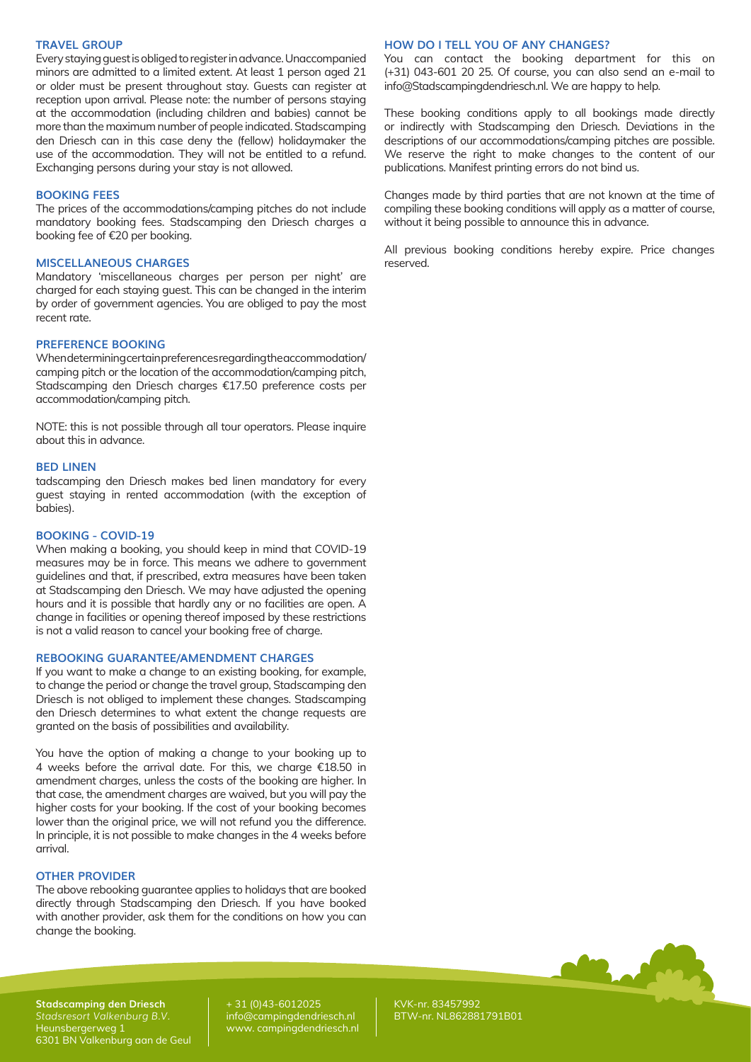## TRAVEL GROUP

Every staying guest is obliged to register in advance. Unaccompanied minors are admitted to a limited extent. At least 1 person aged 21 or older must be present throughout stay. Guests can register at reception upon arrival. Please note: the number of persons staying at the accommodation (including children and babies) cannot be more than the maximum number of people indicated. Stadscamping den Driesch can in this case deny the (fellow) holidaymaker the use of the accommodation. They will not be entitled to a refund. Exchanging persons during your stay is not allowed.

## BOOKING FEES

The prices of the accommodations/camping pitches do not include mandatory booking fees. Stadscamping den Driesch charges a booking fee of €20 per booking.

## MISCELLANEOUS CHARGES

Mandatory 'miscellaneous charges per person per night' are charged for each staying guest. This can be changed in the interim by order of government agencies. You are obliged to pay the most recent rate.

## PREFERENCE BOOKING

When determining certain preferences regarding the accommodation/camping pitch or the location of the accommodation/camping pitch, Stadscamping den Driesch charges €17.50 preference costs per accommodation/camping pitch.

NOTE: this is not possible through all tour operators. Please inquire about this in advance.

## BED LINEN

tadscamping den Driesch makes bed linen mandatory for every guest staying in rented accommodation (with the exception of babies).

## BOOKING - COVID-19

When making a booking, you should keep in mind that COVID-19 measures may be in force. This means we adhere to government guidelines and that, if prescribed, extra measures have been taken at Stadscamping den Driesch. We may have adjusted the opening hours and it is possible that hardly any or no facilities are open. A change in facilities or opening thereof imposed by these restrictions is not a valid reason to cancel your booking free of charge.

## REBOOKING GUARANTEE/AMENDMENT CHARGES

If you want to make a change to an existing booking, for example, to change the period or change the travel group, Stadscamping den Driesch is not obliged to implement these changes. Stadscamping den Driesch determines to what extent the change requests are granted on the basis of possibilities and availability.

You have the option of making a change to your booking up to 4 weeks before the arrival date. For this, we charge €18.50 in amendment charges, unless the costs of the booking are higher. In that case, the amendment charges are waived, but you will pay the higher costs for your booking. If the cost of your booking becomes lower than the original price, we will not refund you the difference. In principle, it is not possible to make changes in the 4 weeks before arrival.

## OTHER PROVIDER

The above rebooking guarantee applies to holidays that are booked directly through Stadscamping den Driesch. If you have booked with another provider, ask them for the conditions on how you can change the booking.

## HOW DO I TELL YOU OF ANY CHANGES?

You can contact the booking department for this on (+31) 043-601 20 25. Of course, you can also send an e-mail to info@Stadscampingdendriesch.nl. We are happy to help.

These booking conditions apply to all bookings made directly or indirectly with Stadscamping den Driesch. Deviations in the descriptions of our accommodations/camping pitches are possible. We reserve the right to make changes to the content of our publications. Manifest printing errors do not bind us.

Changes made by third parties that are not known at the time of compiling these booking conditions will apply as a matter of course, without it being possible to announce this in advance.

All previous booking conditions hereby expire. Price changes reserved.

**Stadscamping den Driesch**
*Stadsresort Valkenburg B.V.*
Heunsbergerweg 1
6301 BN Valkenburg aan de Geul

+ 31 (0)43-6012025
info@campingdendriesch.nl
www. campingdendriesch.nl

KVK-nr. 83457992
BTW-nr. NL862881791B01